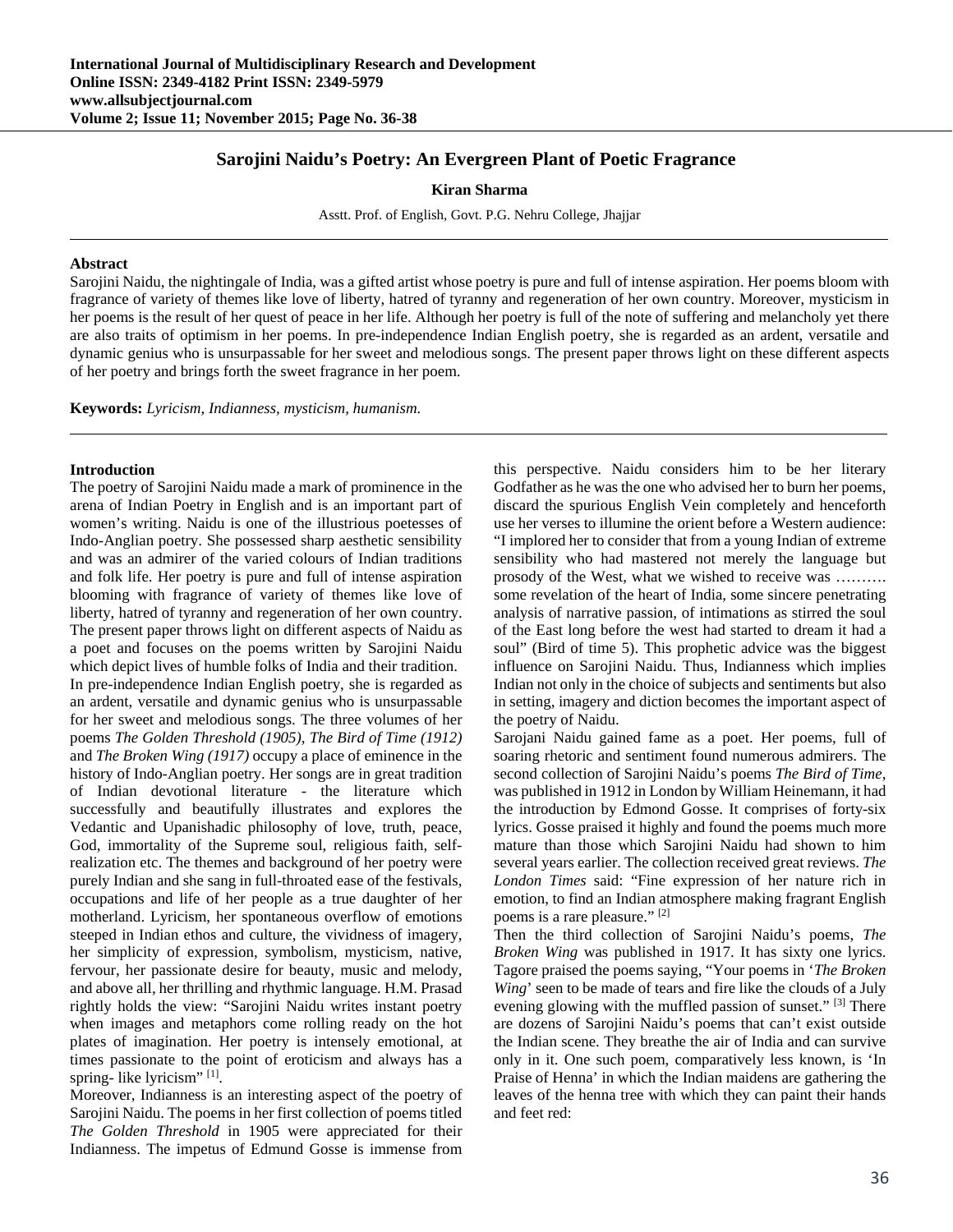# Sarojini Naidu's Poetry: An Evergreen Plant of Poetic Fragrance

**Kiran Sharma**

Asstt. Prof. of English, Govt. P.G. Nehru College, Jhajjar

## Abstract

Sarojini Naidu, the nightingale of India, was a gifted artist whose poetry is pure and full of intense aspiration. Her poems bloom with fragrance of variety of themes like love of liberty, hatred of tyranny and regeneration of her own country. Moreover, mysticism in her poems is the result of her quest of peace in her life. Although her poetry is full of the note of suffering and melancholy yet there are also traits of optimism in her poems. In pre-independence Indian English poetry, she is regarded as an ardent, versatile and dynamic genius who is unsurpassable for her sweet and melodious songs. The present paper throws light on these different aspects of her poetry and brings forth the sweet fragrance in her poem.

**Keywords:** *Lyricism, Indianness, mysticism, humanism.*

## Introduction

The poetry of Sarojini Naidu made a mark of prominence in the arena of Indian Poetry in English and is an important part of women's writing. Naidu is one of the illustrious poetesses of Indo-Anglian poetry. She possessed sharp aesthetic sensibility and was an admirer of the varied colours of Indian traditions and folk life. Her poetry is pure and full of intense aspiration blooming with fragrance of variety of themes like love of liberty, hatred of tyranny and regeneration of her own country. The present paper throws light on different aspects of Naidu as a poet and focuses on the poems written by Sarojini Naidu which depict lives of humble folks of India and their tradition.

In pre-independence Indian English poetry, she is regarded as an ardent, versatile and dynamic genius who is unsurpassable for her sweet and melodious songs. The three volumes of her poems *The Golden Threshold (1905), The Bird of Time (1912)* and *The Broken Wing (1917)* occupy a place of eminence in the history of Indo-Anglian poetry. Her songs are in great tradition of Indian devotional literature - the literature which successfully and beautifully illustrates and explores the Vedantic and Upanishadic philosophy of love, truth, peace, God, immortality of the Supreme soul, religious faith, self-realization etc. The themes and background of her poetry were purely Indian and she sang in full-throated ease of the festivals, occupations and life of her people as a true daughter of her motherland. Lyricism, her spontaneous overflow of emotions steeped in Indian ethos and culture, the vividness of imagery, her simplicity of expression, symbolism, mysticism, native, fervour, her passionate desire for beauty, music and melody, and above all, her thrilling and rhythmic language. H.M. Prasad rightly holds the view: "Sarojini Naidu writes instant poetry when images and metaphors come rolling ready on the hot plates of imagination. Her poetry is intensely emotional, at times passionate to the point of eroticism and always has a spring- like lyricism" [1].

Moreover, Indianness is an interesting aspect of the poetry of Sarojini Naidu. The poems in her first collection of poems titled *The Golden Threshold* in 1905 were appreciated for their Indianness. The impetus of Edmund Gosse is immense from this perspective. Naidu considers him to be her literary Godfather as he was the one who advised her to burn her poems, discard the spurious English Vein completely and henceforth use her verses to illumine the orient before a Western audience: "I implored her to consider that from a young Indian of extreme sensibility who had mastered not merely the language but prosody of the West, what we wished to receive was ………. some revelation of the heart of India, some sincere penetrating analysis of narrative passion, of intimations as stirred the soul of the East long before the west had started to dream it had a soul" (Bird of time 5). This prophetic advice was the biggest influence on Sarojini Naidu. Thus, Indianness which implies Indian not only in the choice of subjects and sentiments but also in setting, imagery and diction becomes the important aspect of the poetry of Naidu.

Sarojani Naidu gained fame as a poet. Her poems, full of soaring rhetoric and sentiment found numerous admirers. The second collection of Sarojini Naidu's poems *The Bird of Time*, was published in 1912 in London by William Heinemann, it had the introduction by Edmond Gosse. It comprises of forty-six lyrics. Gosse praised it highly and found the poems much more mature than those which Sarojini Naidu had shown to him several years earlier. The collection received great reviews. *The London Times* said: "Fine expression of her nature rich in emotion, to find an Indian atmosphere making fragrant English poems is a rare pleasure." [2]

Then the third collection of Sarojini Naidu's poems, *The Broken Wing* was published in 1917. It has sixty one lyrics. Tagore praised the poems saying, "Your poems in '*The Broken Wing*' seen to be made of tears and fire like the clouds of a July evening glowing with the muffled passion of sunset." [3] There are dozens of Sarojini Naidu's poems that can't exist outside the Indian scene. They breathe the air of India and can survive only in it. One such poem, comparatively less known, is 'In Praise of Henna' in which the Indian maidens are gathering the leaves of the henna tree with which they can paint their hands and feet red: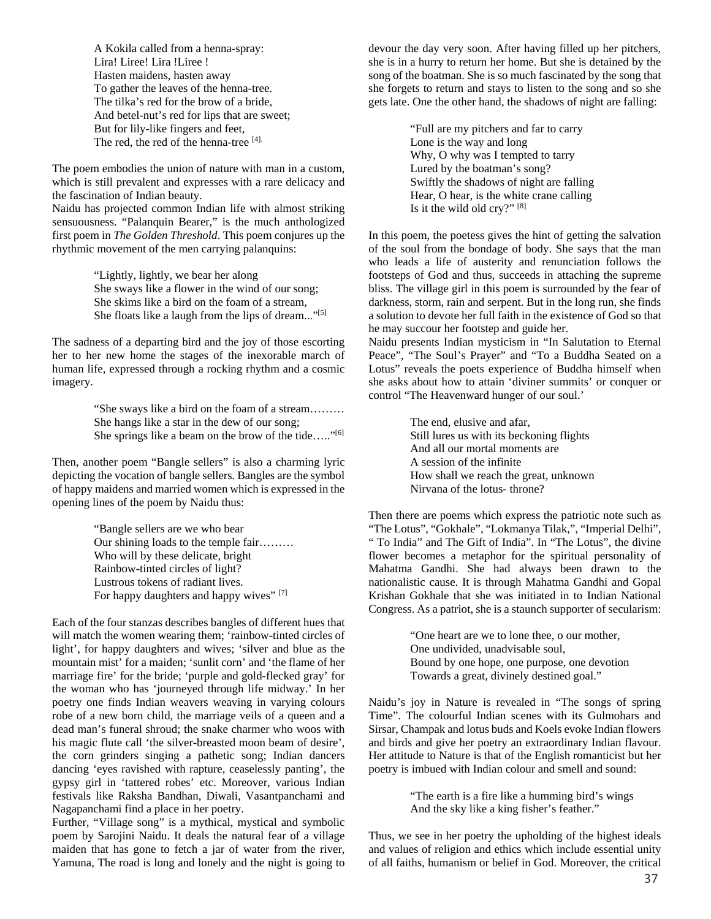A Kokila called from a henna-spray:
Lira! Liree! Lira !Liree !
Hasten maidens, hasten away
To gather the leaves of the henna-tree.
The tilka's red for the brow of a bride,
And betel-nut's red for lips that are sweet;
But for lily-like fingers and feet,
The red, the red of the henna-tree [4].

The poem embodies the union of nature with man in a custom, which is still prevalent and expresses with a rare delicacy and the fascination of Indian beauty.

Naidu has projected common Indian life with almost striking sensuousness. "Palanquin Bearer," is the much anthologized first poem in *The Golden Threshold*. This poem conjures up the rhythmic movement of the men carrying palanquins:

"Lightly, lightly, we bear her along
She sways like a flower in the wind of our song;
She skims like a bird on the foam of a stream,
She floats like a laugh from the lips of dream..."[5]

The sadness of a departing bird and the joy of those escorting her to her new home the stages of the inexorable march of human life, expressed through a rocking rhythm and a cosmic imagery.

"She sways like a bird on the foam of a stream………
She hangs like a star in the dew of our song;
She springs like a beam on the brow of the tide….."[6]

Then, another poem "Bangle sellers" is also a charming lyric depicting the vocation of bangle sellers. Bangles are the symbol of happy maidens and married women which is expressed in the opening lines of the poem by Naidu thus:

"Bangle sellers are we who bear
Our shining loads to the temple fair………
Who will by these delicate, bright
Rainbow-tinted circles of light?
Lustrous tokens of radiant lives.
For happy daughters and happy wives" [7]

Each of the four stanzas describes bangles of different hues that will match the women wearing them; 'rainbow-tinted circles of light', for happy daughters and wives; 'silver and blue as the mountain mist' for a maiden; 'sunlit corn' and 'the flame of her marriage fire' for the bride; 'purple and gold-flecked gray' for the woman who has 'journeyed through life midway.' In her poetry one finds Indian weavers weaving in varying colours robe of a new born child, the marriage veils of a queen and a dead man's funeral shroud; the snake charmer who woos with his magic flute call 'the silver-breasted moon beam of desire', the corn grinders singing a pathetic song; Indian dancers dancing 'eyes ravished with rapture, ceaselessly panting', the gypsy girl in 'tattered robes' etc. Moreover, various Indian festivals like Raksha Bandhan, Diwali, Vasantpanchami and Nagapanchami find a place in her poetry.

Further, "Village song" is a mythical, mystical and symbolic poem by Sarojini Naidu. It deals the natural fear of a village maiden that has gone to fetch a jar of water from the river, Yamuna, The road is long and lonely and the night is going to devour the day very soon. After having filled up her pitchers, she is in a hurry to return her home. But she is detained by the song of the boatman. She is so much fascinated by the song that she forgets to return and stays to listen to the song and so she gets late. One the other hand, the shadows of night are falling:

"Full are my pitchers and far to carry
Lone is the way and long
Why, O why was I tempted to tarry
Lured by the boatman's song?
Swiftly the shadows of night are falling
Hear, O hear, is the white crane calling
Is it the wild old cry?" [8]

In this poem, the poetess gives the hint of getting the salvation of the soul from the bondage of body. She says that the man who leads a life of austerity and renunciation follows the footsteps of God and thus, succeeds in attaching the supreme bliss. The village girl in this poem is surrounded by the fear of darkness, storm, rain and serpent. But in the long run, she finds a solution to devote her full faith in the existence of God so that he may succour her footstep and guide her.

Naidu presents Indian mysticism in "In Salutation to Eternal Peace", "The Soul's Prayer" and "To a Buddha Seated on a Lotus" reveals the poets experience of Buddha himself when she asks about how to attain 'diviner summits' or conquer or control "The Heavenward hunger of our soul.'

The end, elusive and afar,
Still lures us with its beckoning flights
And all our mortal moments are
A session of the infinite
How shall we reach the great, unknown
Nirvana of the lotus- throne?

Then there are poems which express the patriotic note such as "The Lotus", "Gokhale", "Lokmanya Tilak,", "Imperial Delhi", " To India" and The Gift of India". In "The Lotus", the divine flower becomes a metaphor for the spiritual personality of Mahatma Gandhi. She had always been drawn to the nationalistic cause. It is through Mahatma Gandhi and Gopal Krishan Gokhale that she was initiated in to Indian National Congress. As a patriot, she is a staunch supporter of secularism:

"One heart are we to lone thee, o our mother,
One undivided, unadvisable soul,
Bound by one hope, one purpose, one devotion
Towards a great, divinely destined goal."

Naidu's joy in Nature is revealed in "The songs of spring Time". The colourful Indian scenes with its Gulmohars and Sirsar, Champak and lotus buds and Koels evoke Indian flowers and birds and give her poetry an extraordinary Indian flavour. Her attitude to Nature is that of the English romanticist but her poetry is imbued with Indian colour and smell and sound:

"The earth is a fire like a humming bird's wings
And the sky like a king fisher's feather."

Thus, we see in her poetry the upholding of the highest ideals and values of religion and ethics which include essential unity of all faiths, humanism or belief in God. Moreover, the critical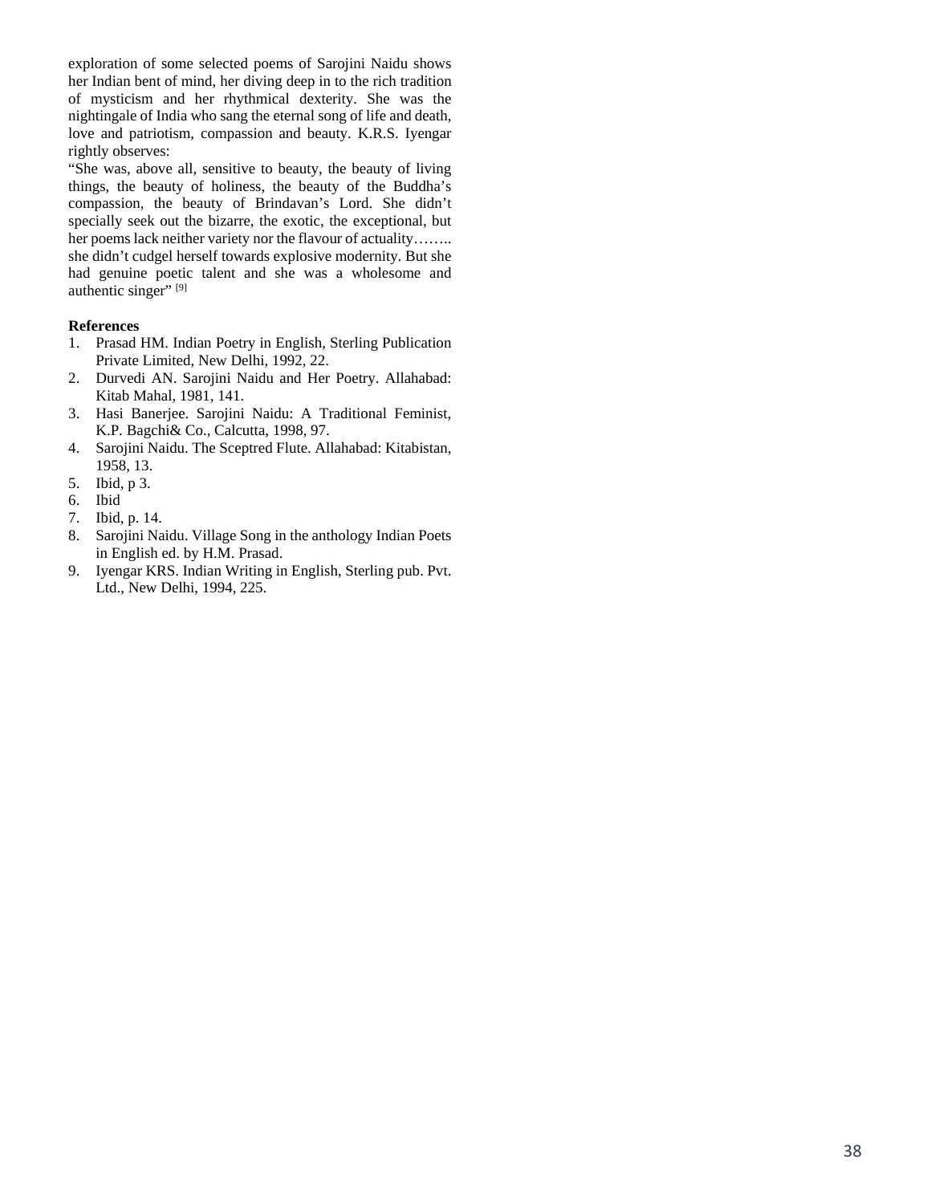exploration of some selected poems of Sarojini Naidu shows her Indian bent of mind, her diving deep in to the rich tradition of mysticism and her rhythmical dexterity. She was the nightingale of India who sang the eternal song of life and death, love and patriotism, compassion and beauty. K.R.S. Iyengar rightly observes:

"She was, above all, sensitive to beauty, the beauty of living things, the beauty of holiness, the beauty of the Buddha's compassion, the beauty of Brindavan's Lord. She didn't specially seek out the bizarre, the exotic, the exceptional, but her poems lack neither variety nor the flavour of actuality…….. she didn't cudgel herself towards explosive modernity. But she had genuine poetic talent and she was a wholesome and authentic singer" [9]

**References**

1. Prasad HM. Indian Poetry in English, Sterling Publication Private Limited, New Delhi, 1992, 22.
2. Durvedi AN. Sarojini Naidu and Her Poetry. Allahabad: Kitab Mahal, 1981, 141.
3. Hasi Banerjee. Sarojini Naidu: A Traditional Feminist, K.P. Bagchi& Co., Calcutta, 1998, 97.
4. Sarojini Naidu. The Sceptred Flute. Allahabad: Kitabistan, 1958, 13.
5. Ibid, p 3.
6. Ibid
7. Ibid, p. 14.
8. Sarojini Naidu. Village Song in the anthology Indian Poets in English ed. by H.M. Prasad.
9. Iyengar KRS. Indian Writing in English, Sterling pub. Pvt. Ltd., New Delhi, 1994, 225.